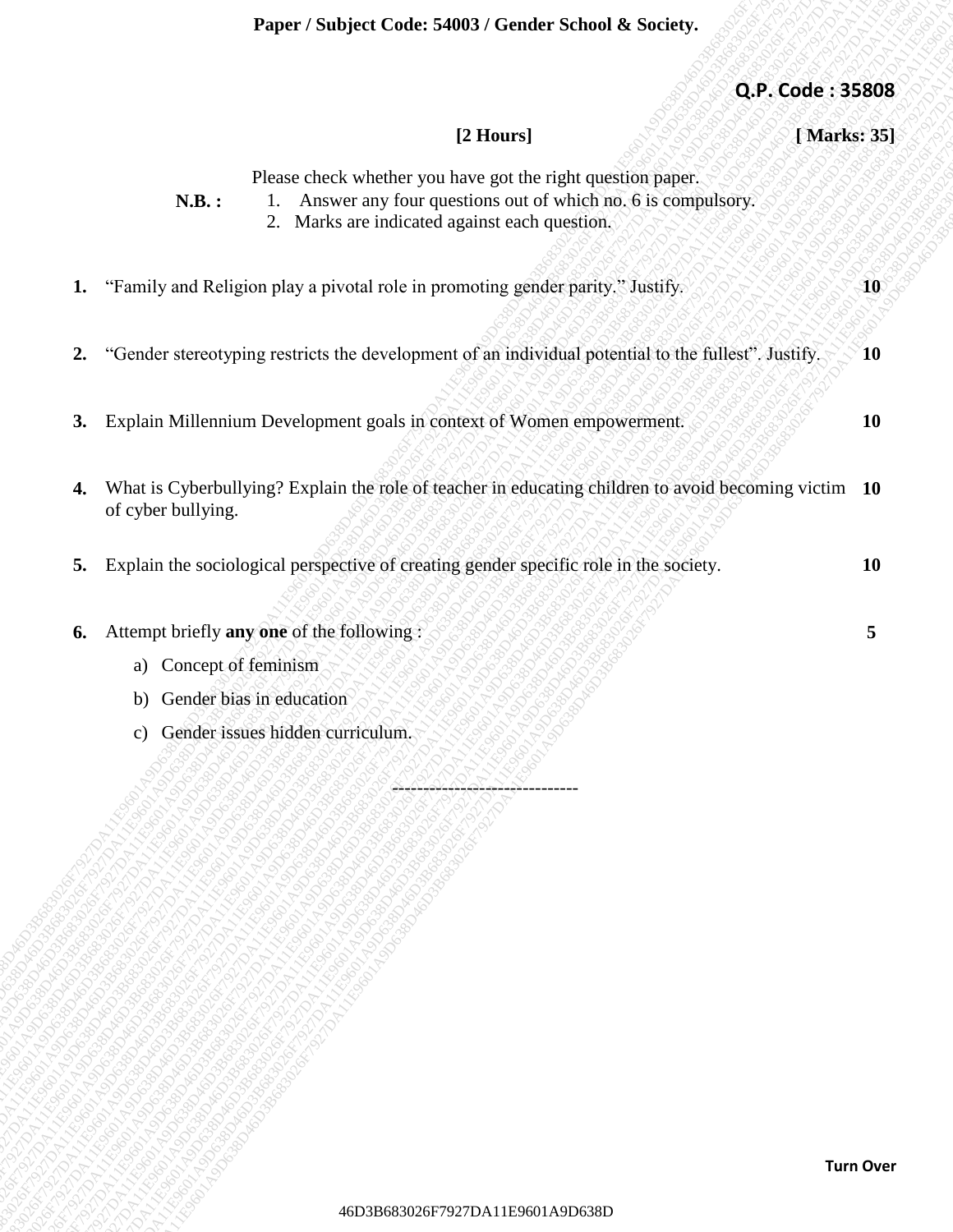**Paper / Subject Code: 54003 / Gender School & Society.**

**Q.P. Code : 35808**

**[2 Hours]** **[ Marks: 35]**

Please check whether you have got the right question paper.

**N.B. :**
1. Answer any four questions out of which no. 6 is compulsory.
2. Marks are indicated against each question.

**1.** "Family and Religion play a pivotal role in promoting gender parity." Justify. **10**

**2.** "Gender stereotyping restricts the development of an individual potential to the fullest". Justify. **10**

**3.** Explain Millennium Development goals in context of Women empowerment. **10**

**4.** What is Cyberbullying? Explain the role of teacher in educating children to avoid becoming victim of cyber bullying. **10**

**5.** Explain the sociological perspective of creating gender specific role in the society. **10**

**6.** Attempt briefly **any one** of the following : **5**

a) Concept of feminism

b) Gender bias in education

c) Gender issues hidden curriculum.

------------------------------

**Turn Over**

46D3B683026F7927DA11E9601A9D638D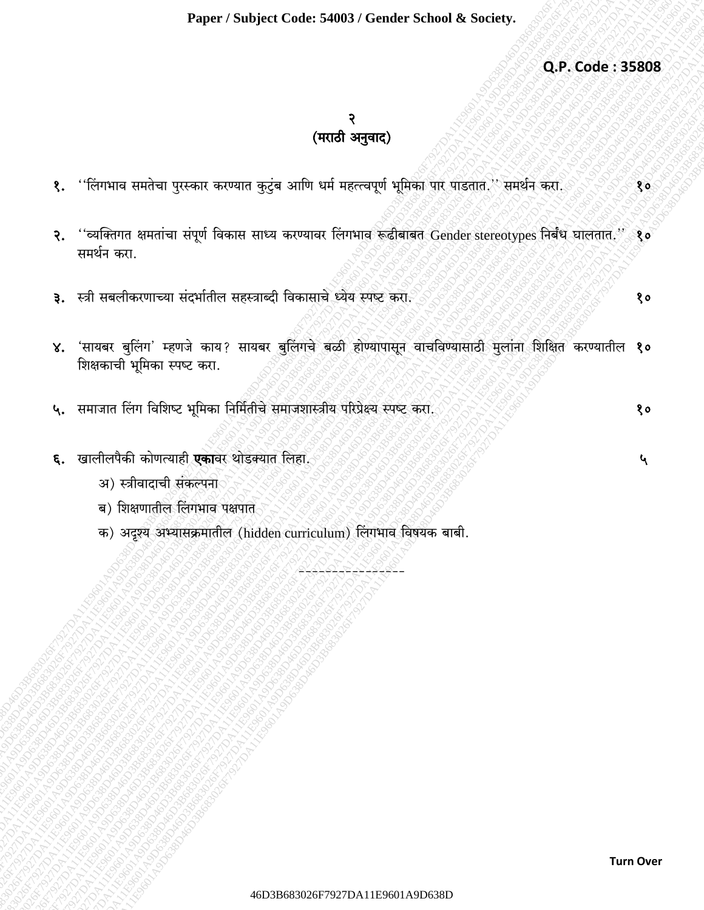Q.P. Code : 35808

## (मराठी अनुवाद)

१. ''लिंगभाव समतेचा पुरस्कार करण्यात कुटुंब आणि धर्म महत्त्वपूर्ण भूमिका पार पाडतात.'' समर्थन करा. १०

२. ''व्यक्तिगत क्षमतांचा संपूर्ण विकास साध्य करण्यावर लिंगभाव रूढीबाबत Gender stereotypes निर्बंध घालतात.'' समर्थन करा. १०

३. स्त्री सबलीकरणाच्या संदर्भातील सहस्त्राब्दी विकासाचे ध्येय स्पष्ट करा. १०

४. 'सायबर बुलिंग' म्हणजे काय? सायबर बुलिंगचे बळी होण्यापासून वाचविण्यासाठी मुलांना शिक्षित करण्यातील शिक्षकाची भूमिका स्पष्ट करा. १०

५. समाजात लिंग विशिष्ट भूमिका निर्मितीचे समाजशास्त्रीय परिप्रेक्ष्य स्पष्ट करा. १०

६. खालीलपैकी कोणत्याही **एका**वर थोडक्यात लिहा. ५

अ) स्त्रीवादाची संकल्पना

ब) शिक्षणातील लिंगभाव पक्षपात

क) अदृश्य अभ्यासक्रमातील (hidden curriculum) लिंगभाव विषयक बाबी.

---------------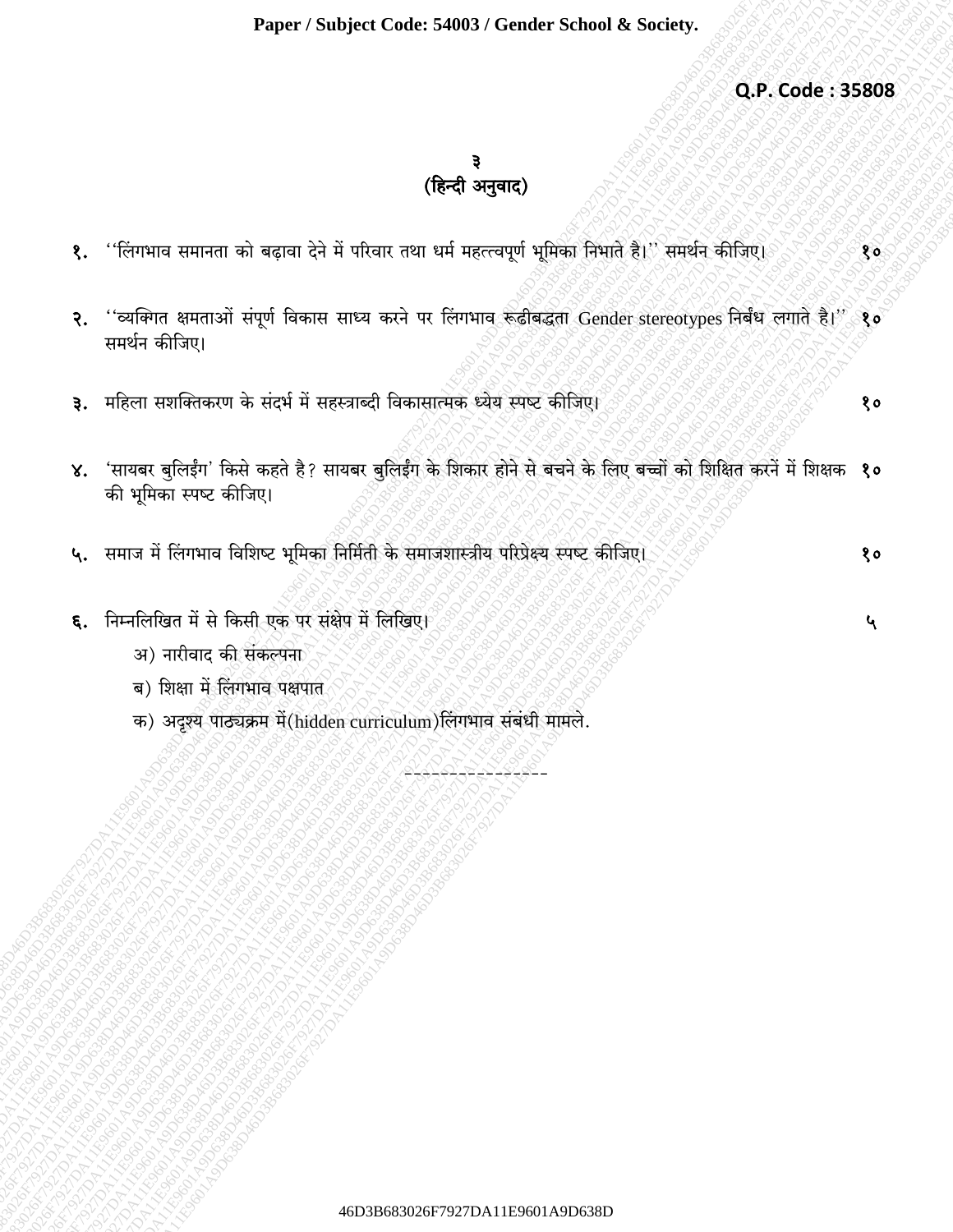**Q.P. Code : 35808**

## (हिन्दी अनुवाद)

१. ''लिंगभाव समानता को बढ़ावा देने में परिवार तथा धर्म महत्त्वपूर्ण भूमिका निभाते है।'' समर्थन कीजिए। १०

२. ''व्यक्तित क्षमताओं संपूर्ण विकास साध्य करने पर लिंगभाव रूढीबद्धता Gender stereotypes निर्बंध लगाते है।'' समर्थन कीजिए। १०

३. महिला सशक्तिकरण के संदर्भ में सहस्त्राब्दी विकासात्मक ध्येय स्पष्ट कीजिए। १०

४. 'सायबर बुलिईंग' किसे कहते है? सायबर बुलिईंग के शिकार होने से बचने के लिए बच्चों को शिक्षित करनें में शिक्षक की भूमिका स्पष्ट कीजिए। १०

५. समाज में लिंगभाव विशिष्ट भूमिका निर्मिती के समाजशास्त्रीय परिप्रेक्ष्य स्पष्ट कीजिए। १०

६. निम्नलिखित में से किसी एक पर संक्षेप में लिखिए। ५

   अ) नारीवाद की संकल्पना

   ब) शिक्षा में लिंगभाव पक्षपात

   क) अदृश्य पाठ्यक्रम में(hidden curriculum)लिंगभाव संबंधी मामले.

---